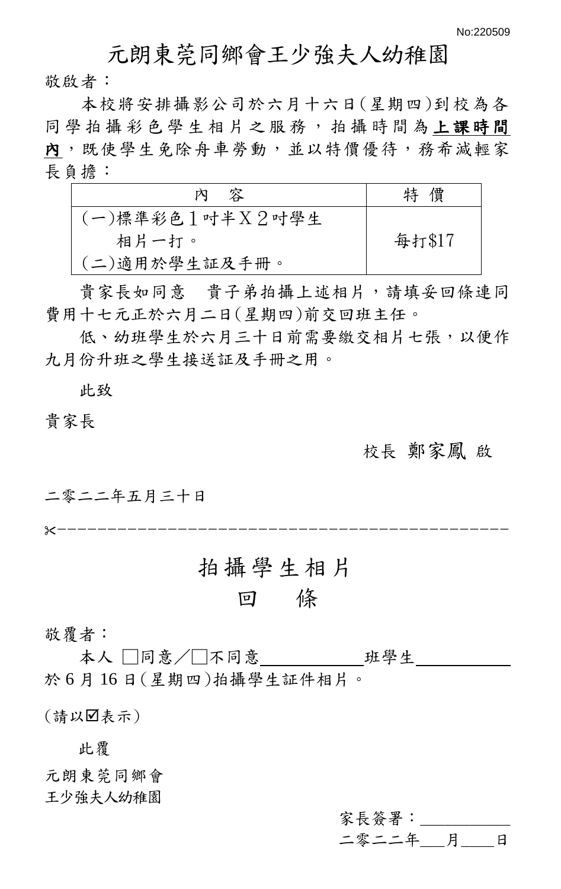No:220509

# 元朗東莞同鄉會王少強夫人幼稚園

敬啟者：

本校將安排攝影公司於六月十六日(星期四)到校為各同學拍攝彩色學生相片之服務，拍攝時間為**上課時間內**，既使學生免除舟車勞動，並以特價優待，務希減輕家長負擔：

| 內　容 | 特 價 |
| --- | --- |
| (一)標準彩色1吋半X2吋學生<br>　相片一打。<br>(二)適用於學生証及手冊。 | 每打$17 |

貴家長如同意　貴子弟拍攝上述相片，請填妥回條連同費用十七元正於六月二日(星期四)前交回班主任。

低、幼班學生於六月三十日前需要繳交相片七張，以便作九月份升班之學生接送証及手冊之用。

此致

貴家長

校長 鄭家鳳 啟

二零二二年五月三十日

✂-------------------------------------------

## 拍攝學生相片
## 回　條

敬覆者：

本人 □同意／□不同意＿＿＿＿＿班學生＿＿＿＿＿於6月16日(星期四)拍攝學生証件相片。

(請以☑表示)

此覆

元朗東莞同鄉會
王少強夫人幼稚園

家長簽署：＿＿＿＿＿

二零二二年＿＿月＿＿日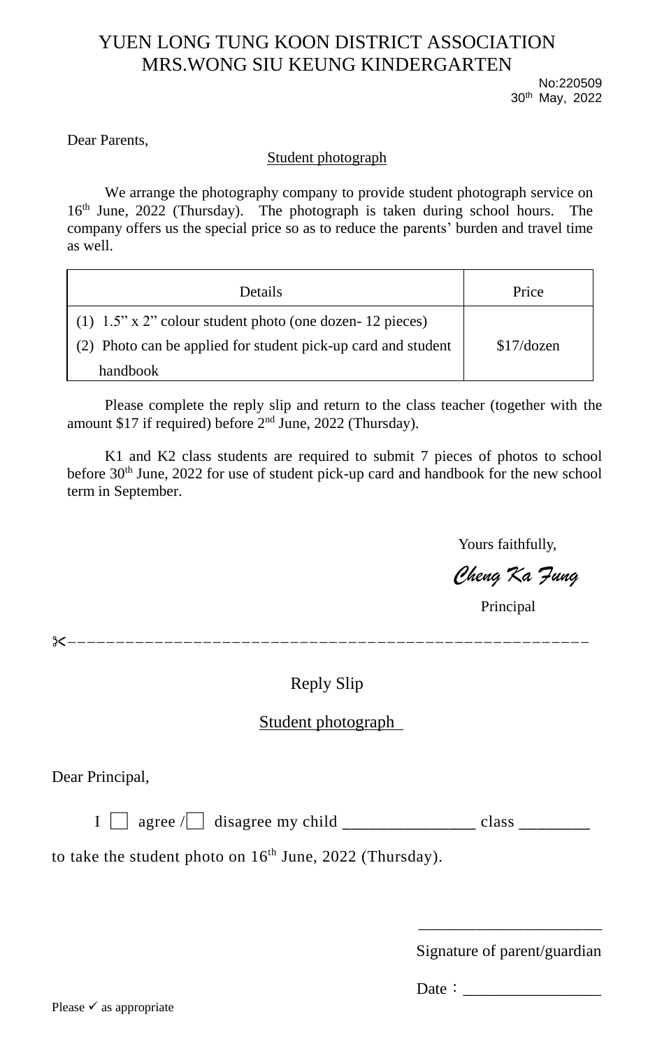# YUEN LONG TUNG KOON DISTRICT ASSOCIATION
# MRS.WONG SIU KEUNG KINDERGARTEN

No:220509
30th May, 2022

Dear Parents,

Student photograph

We arrange the photography company to provide student photograph service on 16th June, 2022 (Thursday). The photograph is taken during school hours. The company offers us the special price so as to reduce the parents' burden and travel time as well.

| Details | Price |
|---|---|
| (1) 1.5" x 2" colour student photo (one dozen- 12 pieces)<br>(2) Photo can be applied for student pick-up card and student handbook | $17/dozen |

Please complete the reply slip and return to the class teacher (together with the amount $17 if required) before 2nd June, 2022 (Thursday).

K1 and K2 class students are required to submit 7 pieces of photos to school before 30th June, 2022 for use of student pick-up card and handbook for the new school term in September.

Yours faithfully,

*Cheng Ka Fung*

Principal

✂-----------------------------------------------------

Reply Slip

Student photograph

Dear Principal,

I ☐ agree /☐ disagree my child _______________ class ________ to take the student photo on 16th June, 2022 (Thursday).

______________________

Signature of parent/guardian

Date：_________________

Please ✓ as appropriate